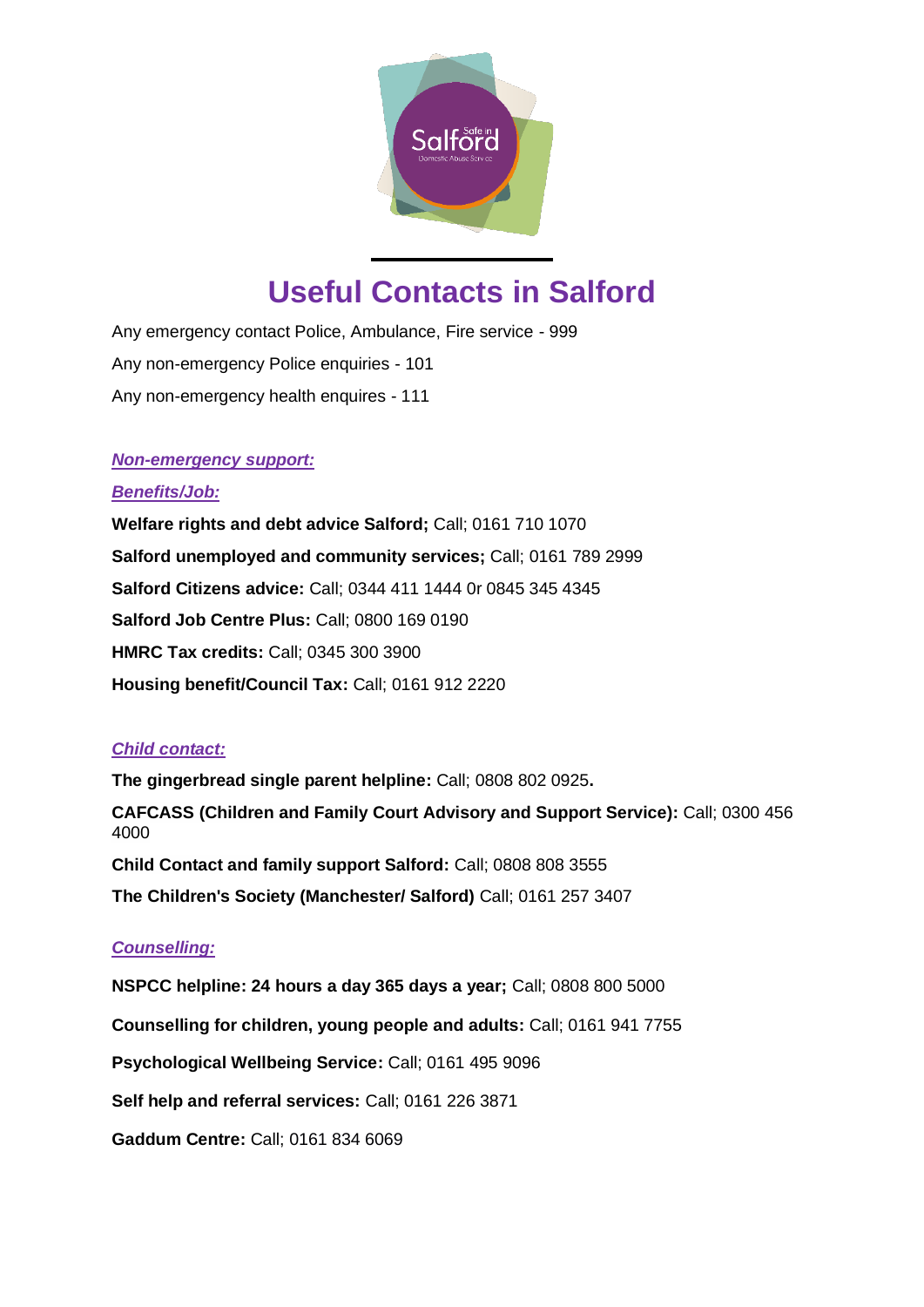# Useful Contacts in Salford

Any emergency contact Police, Ambulance, Fire service - 999

Any non-emergency Police enquiries - 101

Any non-emergency health enquires - 111

***Non-emergency support:***

***Benefits/Job:***

**Welfare rights and debt advice Salford;** Call; 0161 710 1070

**Salford unemployed and community services;** Call; 0161 789 2999

**Salford Citizens advice:** Call; 0344 411 1444 0r 0845 345 4345

**Salford Job Centre Plus:** Call; 0800 169 0190

**HMRC Tax credits:** Call; 0345 300 3900

**Housing benefit/Council Tax:** Call; 0161 912 2220

***Child contact:***

**The gingerbread single parent helpline:** Call; 0808 802 0925**.**

**CAFCASS (Children and Family Court Advisory and Support Service):** Call; 0300 456 4000

**Child Contact and family support Salford:** Call; 0808 808 3555

**The Children's Society (Manchester/ Salford)** Call; 0161 257 3407

***Counselling:***

**NSPCC helpline: 24 hours a day 365 days a year;** Call; 0808 800 5000

**Counselling for children, young people and adults:** Call; 0161 941 7755

**Psychological Wellbeing Service:** Call; 0161 495 9096

**Self help and referral services:** Call; 0161 226 3871

**Gaddum Centre:** Call; 0161 834 6069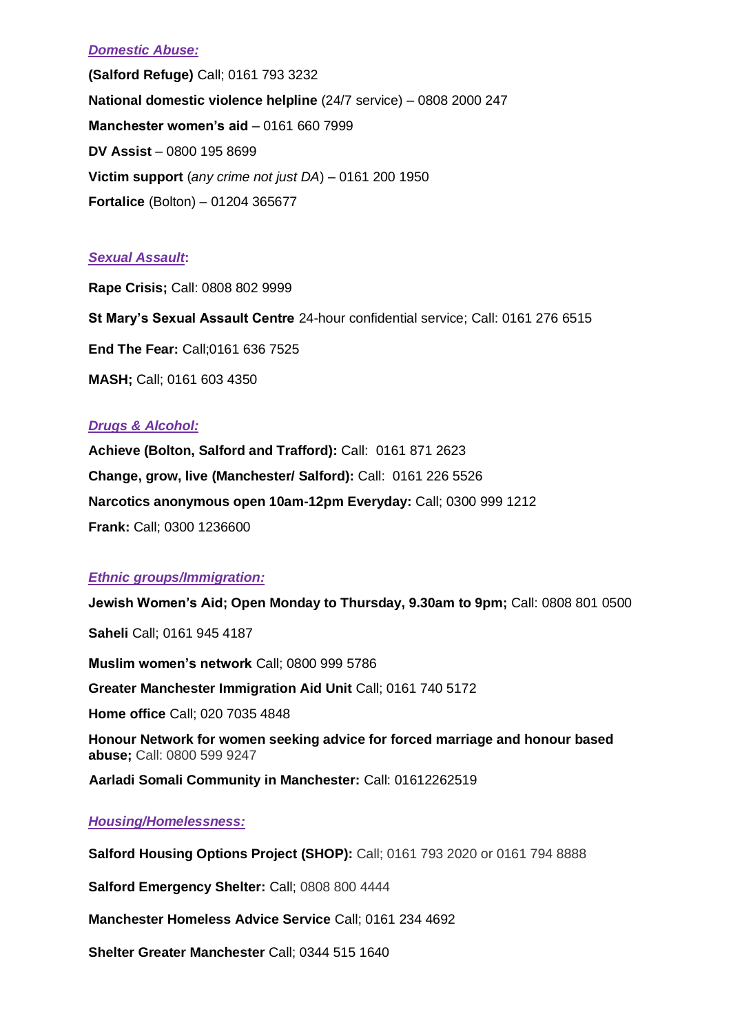***Domestic Abuse:***

**(Salford Refuge)** Call; 0161 793 3232

**National domestic violence helpline** (24/7 service) – 0808 2000 247

**Manchester women's aid** – 0161 660 7999

**DV Assist** – 0800 195 8699

**Victim support** (*any crime not just DA*) – 0161 200 1950

**Fortalice** (Bolton) – 01204 365677

***Sexual Assault*:**

**Rape Crisis;** Call: 0808 802 9999

**St Mary's Sexual Assault Centre** 24-hour confidential service; Call: 0161 276 6515

**End The Fear:** Call;0161 636 7525

**MASH;** Call; 0161 603 4350

***Drugs & Alcohol:***

**Achieve (Bolton, Salford and Trafford):** Call: 0161 871 2623

**Change, grow, live (Manchester/ Salford):** Call: 0161 226 5526

**Narcotics anonymous open 10am-12pm Everyday:** Call; 0300 999 1212

**Frank:** Call; 0300 1236600

***Ethnic groups/Immigration:***

**Jewish Women's Aid; Open Monday to Thursday, 9.30am to 9pm;** Call: 0808 801 0500

**Saheli** Call; 0161 945 4187

**Muslim women's network** Call; 0800 999 5786

**Greater Manchester Immigration Aid Unit** Call; 0161 740 5172

**Home office** Call; 020 7035 4848

**Honour Network for women seeking advice for forced marriage and honour based abuse;** Call: 0800 599 9247

**Aarladi Somali Community in Manchester:** Call: 01612262519

***Housing/Homelessness:***

**Salford Housing Options Project (SHOP):** Call; 0161 793 2020 or 0161 794 8888

**Salford Emergency Shelter:** Call; 0808 800 4444

**Manchester Homeless Advice Service** Call; 0161 234 4692

**Shelter Greater Manchester** Call; 0344 515 1640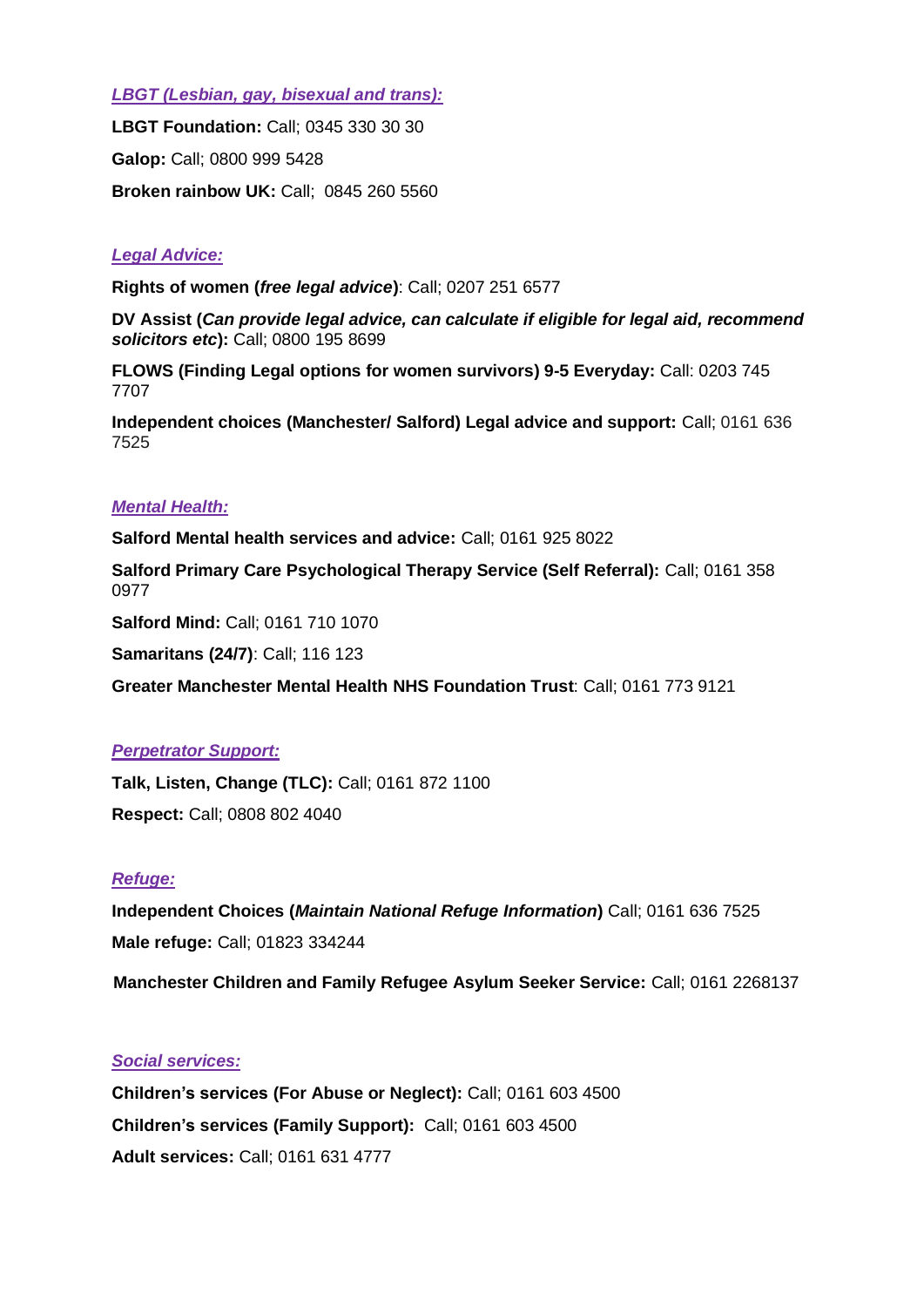### *LBGT (Lesbian, gay, bisexual and trans):*

**LBGT Foundation:** Call; 0345 330 30 30

**Galop:** Call; 0800 999 5428

**Broken rainbow UK:** Call; 0845 260 5560

### *Legal Advice:*

**Rights of women (*free legal advice*)**: Call; 0207 251 6577

**DV Assist (*Can provide legal advice, can calculate if eligible for legal aid, recommend solicitors etc*):** Call; 0800 195 8699

**FLOWS (Finding Legal options for women survivors) 9-5 Everyday:** Call: 0203 745 7707

**Independent choices (Manchester/ Salford) Legal advice and support:** Call; 0161 636 7525

### *Mental Health:*

**Salford Mental health services and advice:** Call; 0161 925 8022

**Salford Primary Care Psychological Therapy Service (Self Referral):** Call; 0161 358 0977

**Salford Mind:** Call; 0161 710 1070

**Samaritans (24/7)**: Call; 116 123

**Greater Manchester Mental Health NHS Foundation Trust**: Call; 0161 773 9121

### *Perpetrator Support:*

**Talk, Listen, Change (TLC):** Call; 0161 872 1100

**Respect:** Call; 0808 802 4040

### *Refuge:*

**Independent Choices (*Maintain National Refuge Information*)** Call; 0161 636 7525

**Male refuge:** Call; 01823 334244

**Manchester Children and Family Refugee Asylum Seeker Service:** Call; 0161 2268137

### *Social services:*

**Children's services (For Abuse or Neglect):** Call; 0161 603 4500

**Children's services (Family Support):** Call; 0161 603 4500

**Adult services:** Call; 0161 631 4777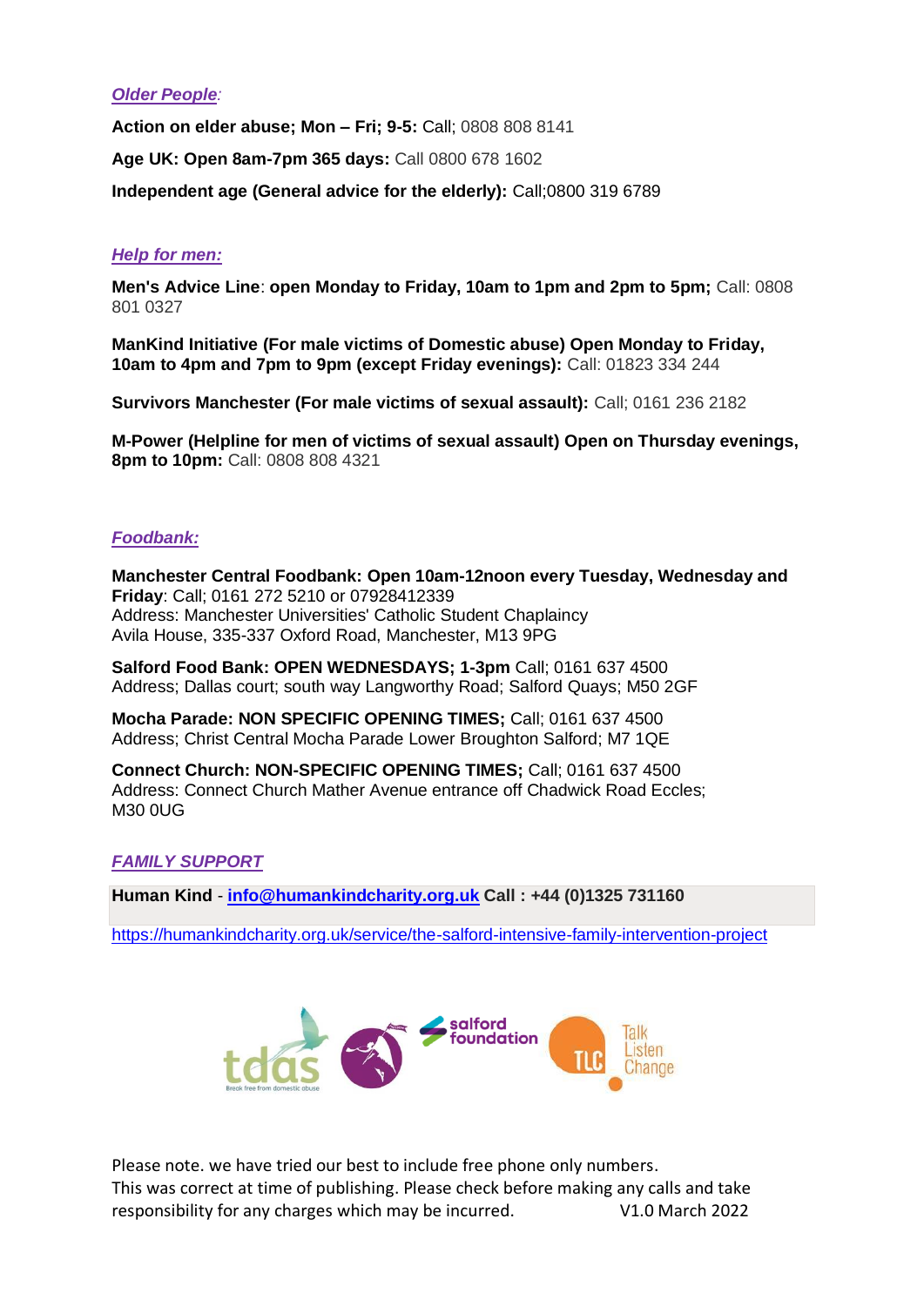***Older People:***

**Action on elder abuse; Mon – Fri; 9-5:** Call; 0808 808 8141

**Age UK: Open 8am-7pm 365 days:** Call 0800 678 1602

**Independent age (General advice for the elderly):** Call;0800 319 6789

***Help for men:***

**Men's Advice Line**: **open Monday to Friday, 10am to 1pm and 2pm to 5pm;** Call: 0808 801 0327

**ManKind Initiative (For male victims of Domestic abuse) Open Monday to Friday, 10am to 4pm and 7pm to 9pm (except Friday evenings):** Call: 01823 334 244

**Survivors Manchester (For male victims of sexual assault):** Call; 0161 236 2182

**M-Power (Helpline for men of victims of sexual assault) Open on Thursday evenings, 8pm to 10pm:** Call: 0808 808 4321

***Foodbank:***

**Manchester Central Foodbank: Open 10am-12noon every Tuesday, Wednesday and Friday**: Call; 0161 272 5210 or 07928412339
Address: Manchester Universities' Catholic Student Chaplaincy
Avila House, 335-337 Oxford Road, Manchester, M13 9PG

**Salford Food Bank: OPEN WEDNESDAYS; 1-3pm** Call; 0161 637 4500
Address; Dallas court; south way Langworthy Road; Salford Quays; M50 2GF

**Mocha Parade: NON SPECIFIC OPENING TIMES;** Call; 0161 637 4500
Address; Christ Central Mocha Parade Lower Broughton Salford; M7 1QE

**Connect Church: NON-SPECIFIC OPENING TIMES;** Call; 0161 637 4500
Address: Connect Church Mather Avenue entrance off Chadwick Road Eccles; M30 0UG

***FAMILY SUPPORT***

**Human Kind** - **info@humankindcharity.org.uk** **Call : +44 (0)1325 731160**

https://humankindcharity.org.uk/service/the-salford-intensive-family-intervention-project

tdas Break free from domestic abuse

salford foundation

TLC Talk Listen Change

Please note. we have tried our best to include free phone only numbers.
This was correct at time of publishing. Please check before making any calls and take responsibility for any charges which may be incurred. V1.0 March 2022